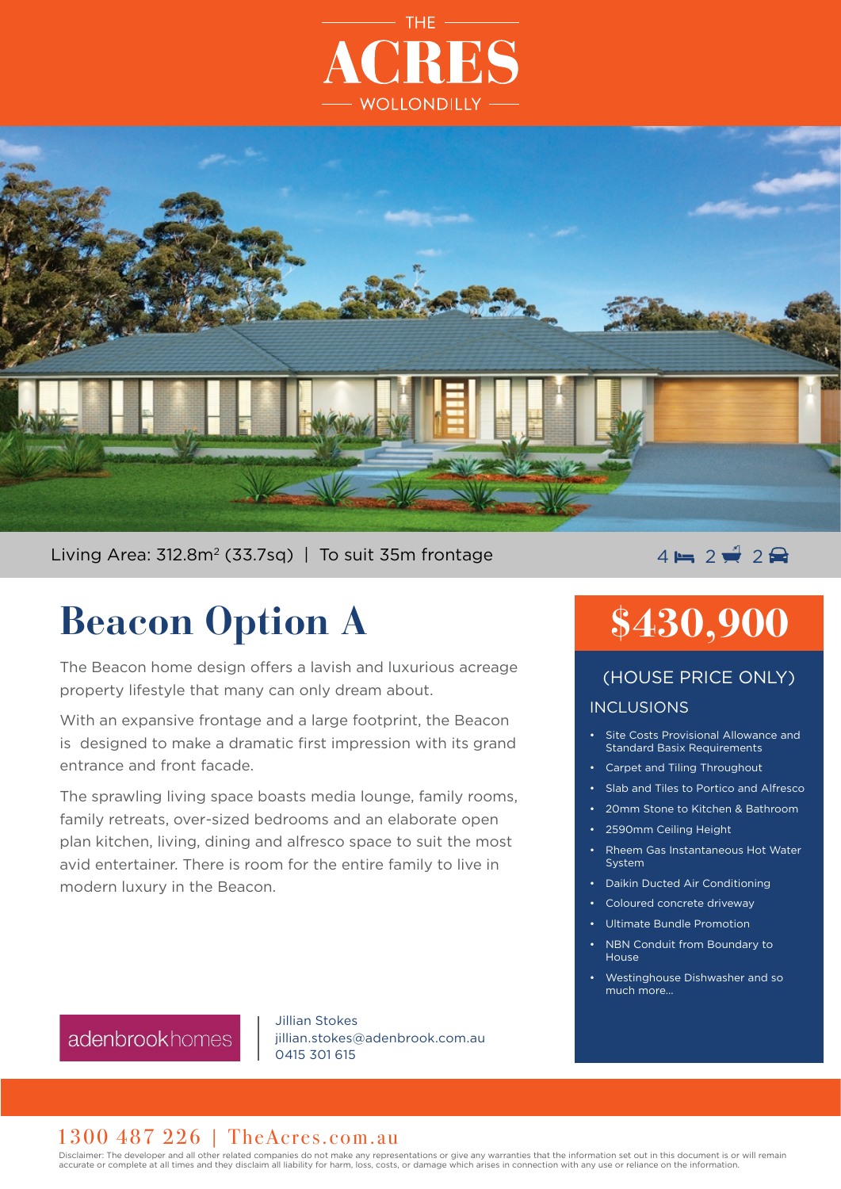THE

# ACRES

WOLLONDILLY

Living Area: 312.8m$^2$ (33.7sq) | To suit 35m frontage

4 2 2

# Beacon Option A

The Beacon home design offers a lavish and luxurious acreage property lifestyle that many can only dream about.

With an expansive frontage and a large footprint, the Beacon is designed to make a dramatic first impression with its grand entrance and front facade.

The sprawling living space boasts media lounge, family rooms, family retreats, over-sized bedrooms and an elaborate open plan kitchen, living, dining and alfresco space to suit the most avid entertainer. There is room for the entire family to live in modern luxury in the Beacon.

## $430,900

(HOUSE PRICE ONLY)

### INCLUSIONS

- Site Costs Provisional Allowance and Standard Basix Requirements
- Carpet and Tiling Throughout
- Slab and Tiles to Portico and Alfresco
- 20mm Stone to Kitchen & Bathroom
- 2590mm Ceiling Height
- Rheem Gas Instantaneous Hot Water System
- Daikin Ducted Air Conditioning
- Coloured concrete driveway
- Ultimate Bundle Promotion
- NBN Conduit from Boundary to House
- Westinghouse Dishwasher and so much more...

adenbrookhomes

Jillian Stokes
jillian.stokes@adenbrook.com.au
0415 301 615

1300 487 226 | TheAcres.com.au

Disclaimer: The developer and all other related companies do not make any representations or give any warranties that the information set out in this document is or will remain accurate or complete at all times and they disclaim all liability for harm, loss, costs, or damage which arises in connection with any use or reliance on the information.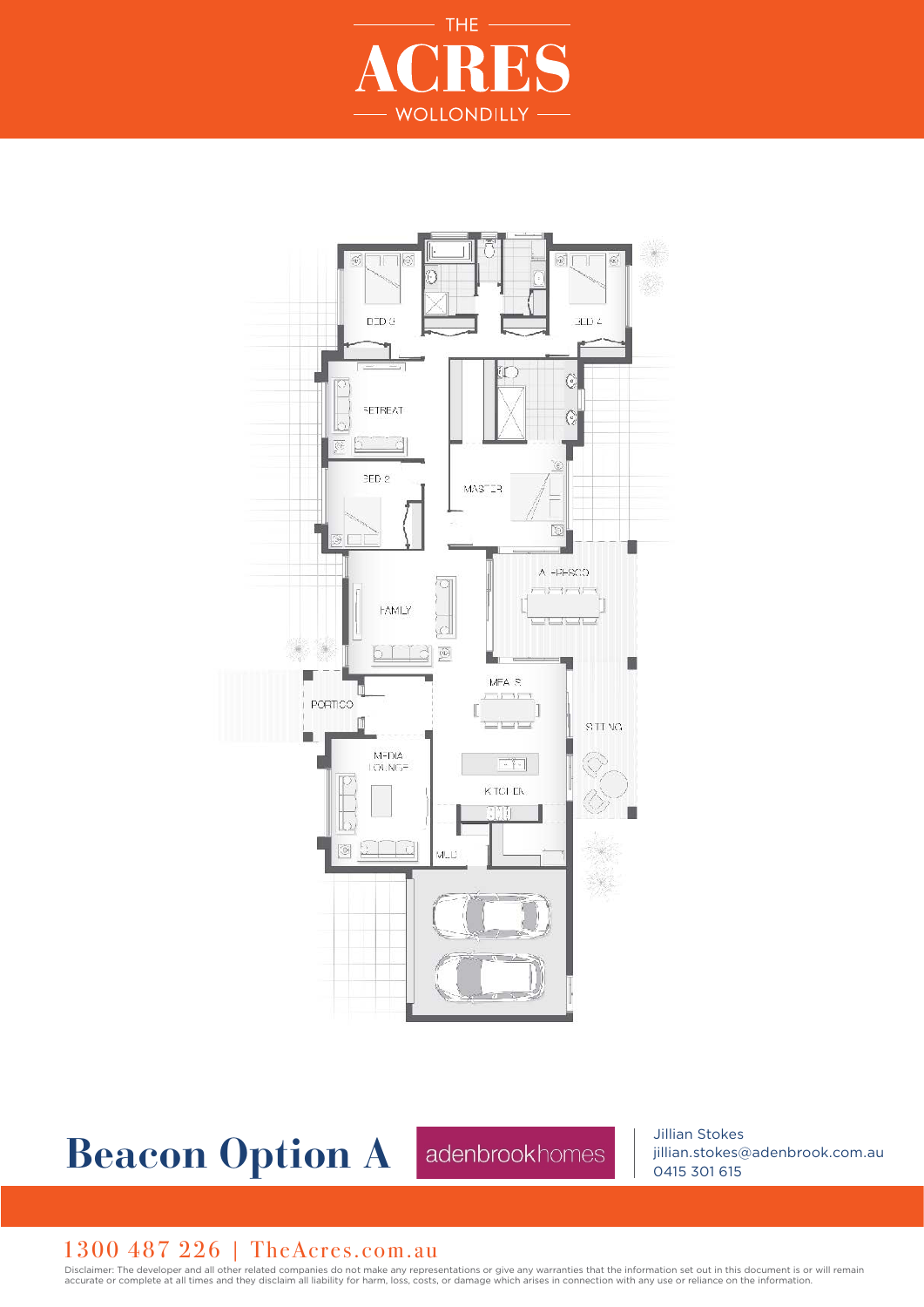THE

# ACRES

WOLLONDILLY

BED 3

BED 4

RETREAT

BED 2

MASTER

ALFRESCO

FAMILY

MEALS

PORTICO

SITTING

MEDIA LOUNGE

KITCHEN

MUD

# Beacon Option A

adenbrookhomes

Jillian Stokes
jillian.stokes@adenbrook.com.au
0415 301 615

1300 487 226 | TheAcres.com.au

Disclaimer: The developer and all other related companies do not make any representations or give any warranties that the information set out in this document is or will remain accurate or complete at all times and they disclaim all liability for harm, loss, costs, or damage which arises in connection with any use or reliance on the information.